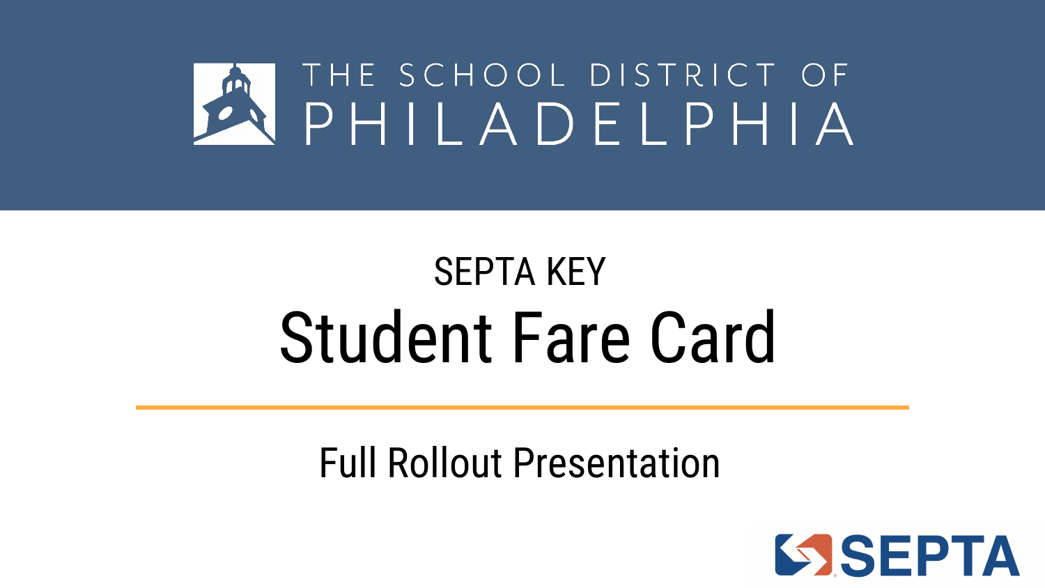THE SCHOOL DISTRICT OF PHILADELPHIA

SEPTA KEY

# Student Fare Card

Full Rollout Presentation

SEPTA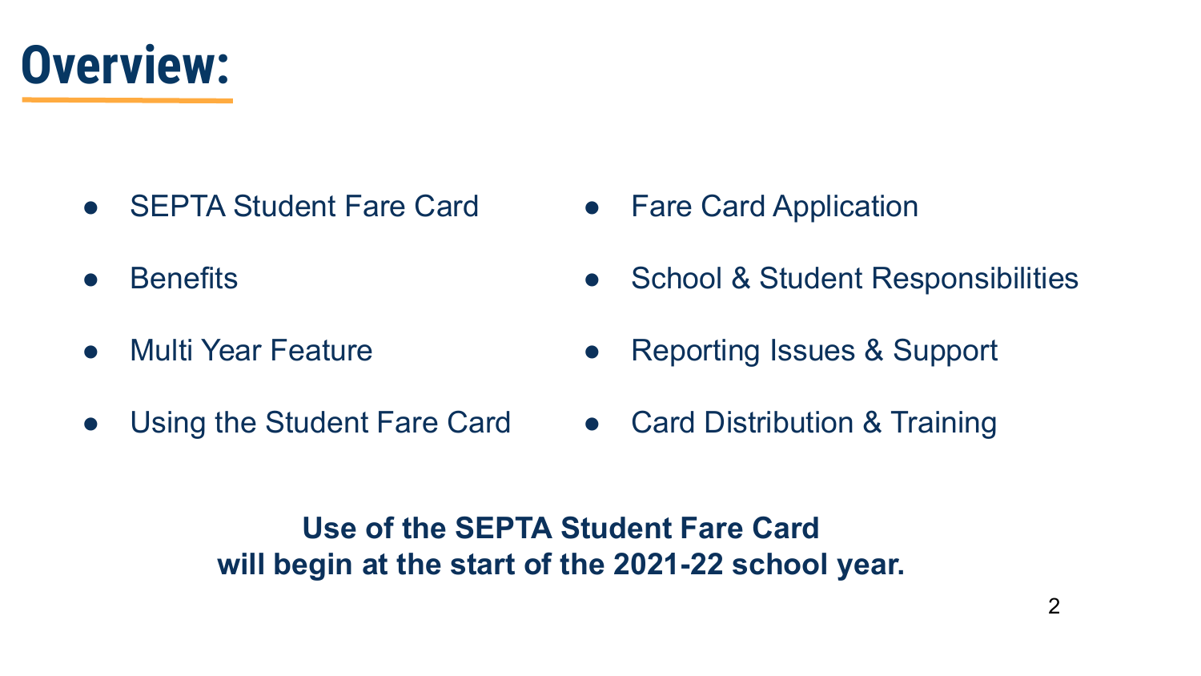# Overview:

- SEPTA Student Fare Card
- Benefits
- Multi Year Feature
- Using the Student Fare Card
- Fare Card Application
- School & Student Responsibilities
- Reporting Issues & Support
- Card Distribution & Training

**Use of the SEPTA Student Fare Card will begin at the start of the 2021-22 school year.**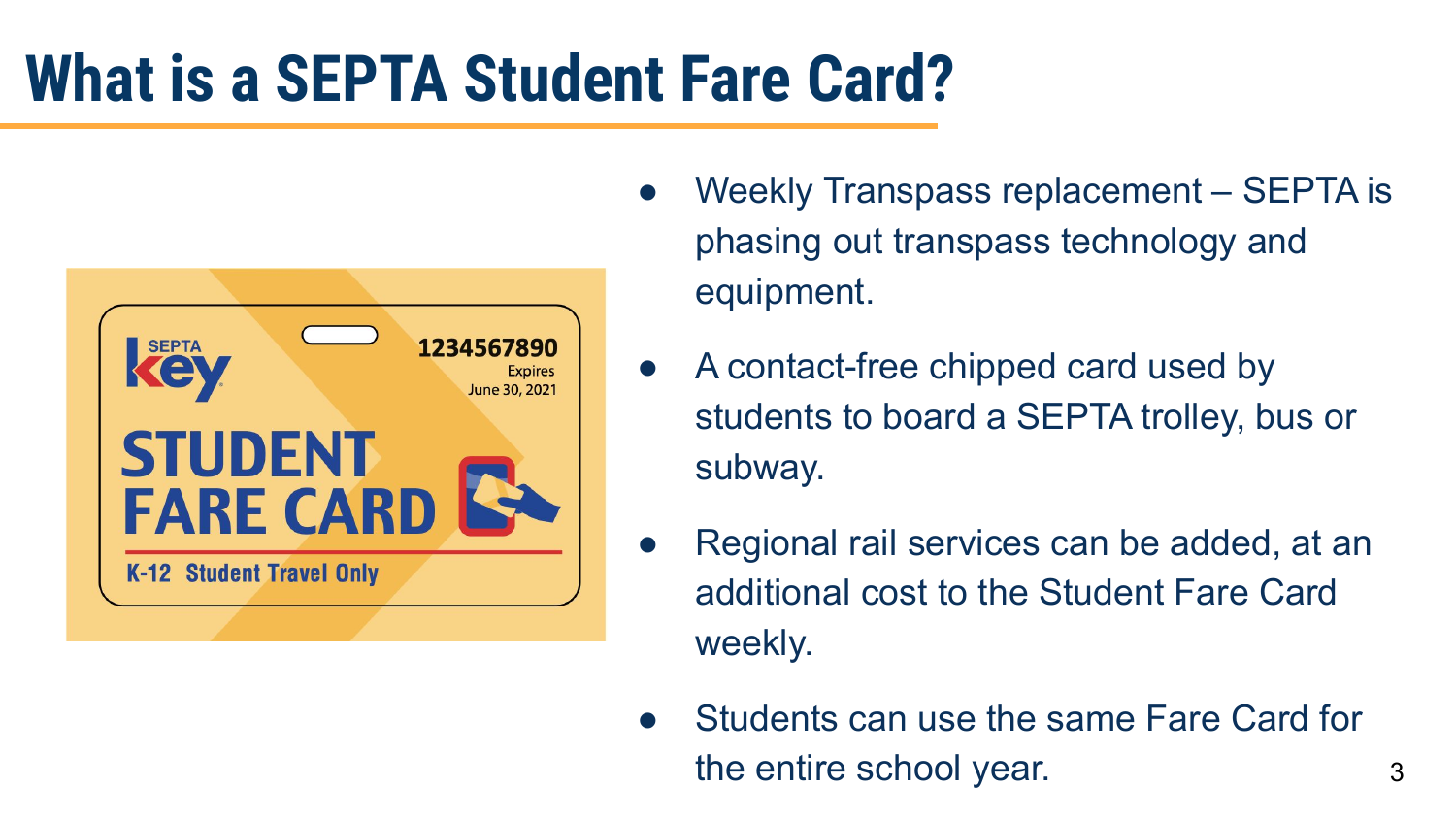# What is a SEPTA Student Fare Card?

- Weekly Transpass replacement – SEPTA is phasing out transpass technology and equipment.
- A contact-free chipped card used by students to board a SEPTA trolley, bus or subway.
- Regional rail services can be added, at an additional cost to the Student Fare Card weekly.
- Students can use the same Fare Card for the entire school year.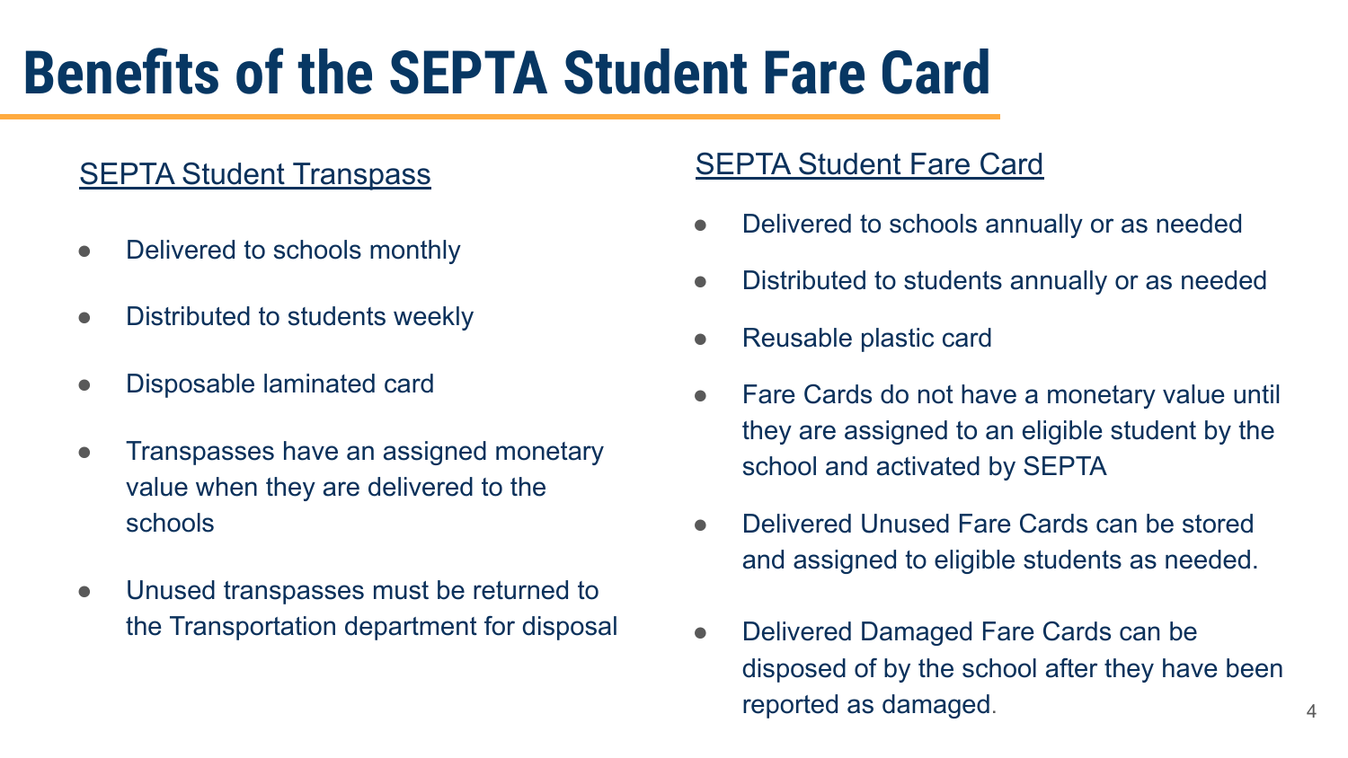# Benefits of the SEPTA Student Fare Card

## SEPTA Student Transpass

- Delivered to schools monthly
- Distributed to students weekly
- Disposable laminated card
- Transpasses have an assigned monetary value when they are delivered to the schools
- Unused transpasses must be returned to the Transportation department for disposal

## SEPTA Student Fare Card

- Delivered to schools annually or as needed
- Distributed to students annually or as needed
- Reusable plastic card
- Fare Cards do not have a monetary value until they are assigned to an eligible student by the school and activated by SEPTA
- Delivered Unused Fare Cards can be stored and assigned to eligible students as needed.
- Delivered Damaged Fare Cards can be disposed of by the school after they have been reported as damaged.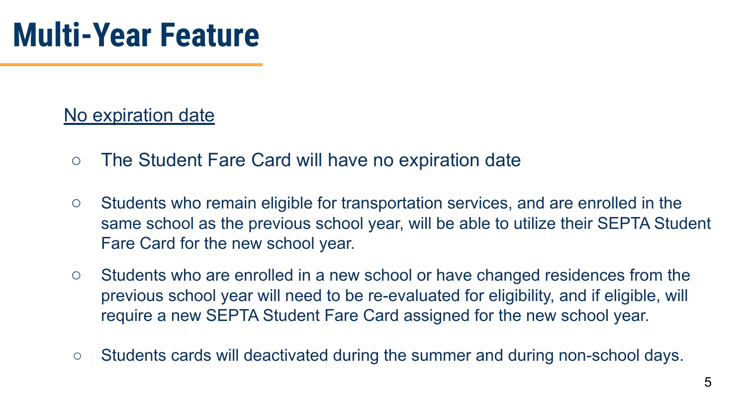# Multi-Year Feature

<u>No expiration date</u>

- The Student Fare Card will have no expiration date

- Students who remain eligible for transportation services, and are enrolled in the same school as the previous school year, will be able to utilize their SEPTA Student Fare Card for the new school year.

- Students who are enrolled in a new school or have changed residences from the previous school year will need to be re-evaluated for eligibility, and if eligible, will require a new SEPTA Student Fare Card assigned for the new school year.

- Students cards will deactivated during the summer and during non-school days.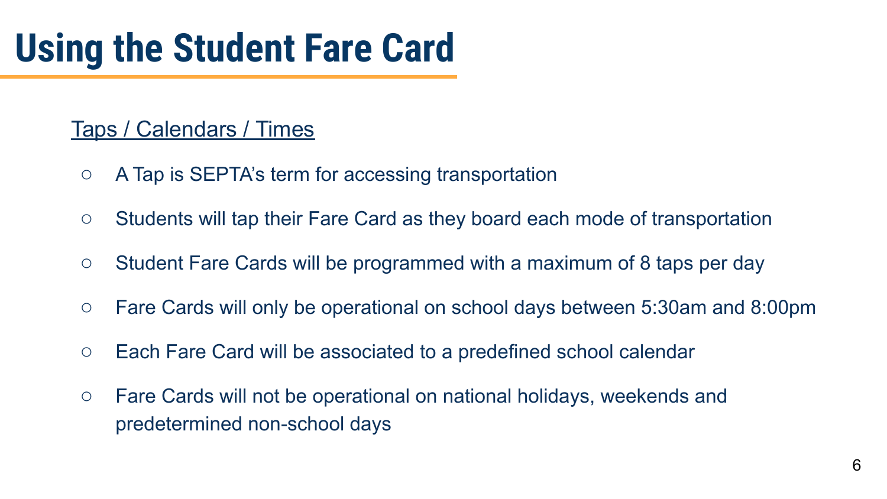# Using the Student Fare Card

Taps / Calendars / Times

- A Tap is SEPTA's term for accessing transportation
- Students will tap their Fare Card as they board each mode of transportation
- Student Fare Cards will be programmed with a maximum of 8 taps per day
- Fare Cards will only be operational on school days between 5:30am and 8:00pm
- Each Fare Card will be associated to a predefined school calendar
- Fare Cards will not be operational on national holidays, weekends and predetermined non-school days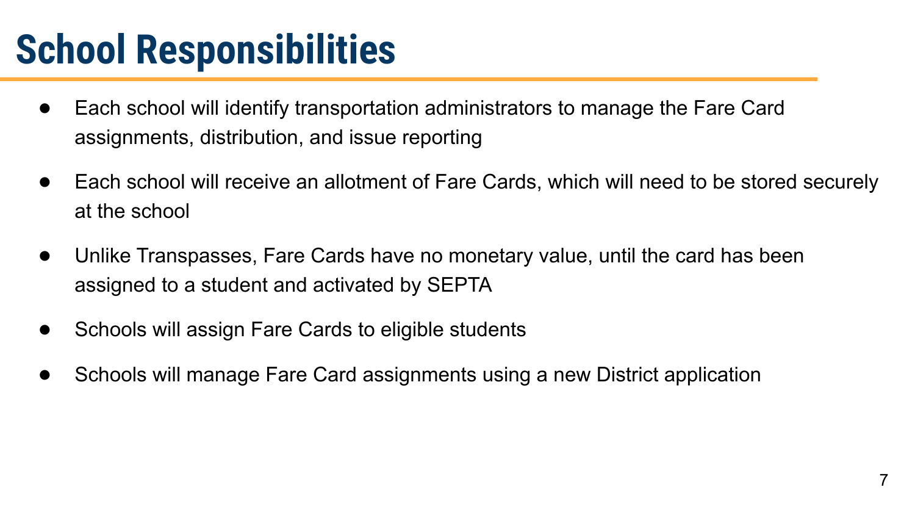# School Responsibilities

- Each school will identify transportation administrators to manage the Fare Card assignments, distribution, and issue reporting
- Each school will receive an allotment of Fare Cards, which will need to be stored securely at the school
- Unlike Transpasses, Fare Cards have no monetary value, until the card has been assigned to a student and activated by SEPTA
- Schools will assign Fare Cards to eligible students
- Schools will manage Fare Card assignments using a new District application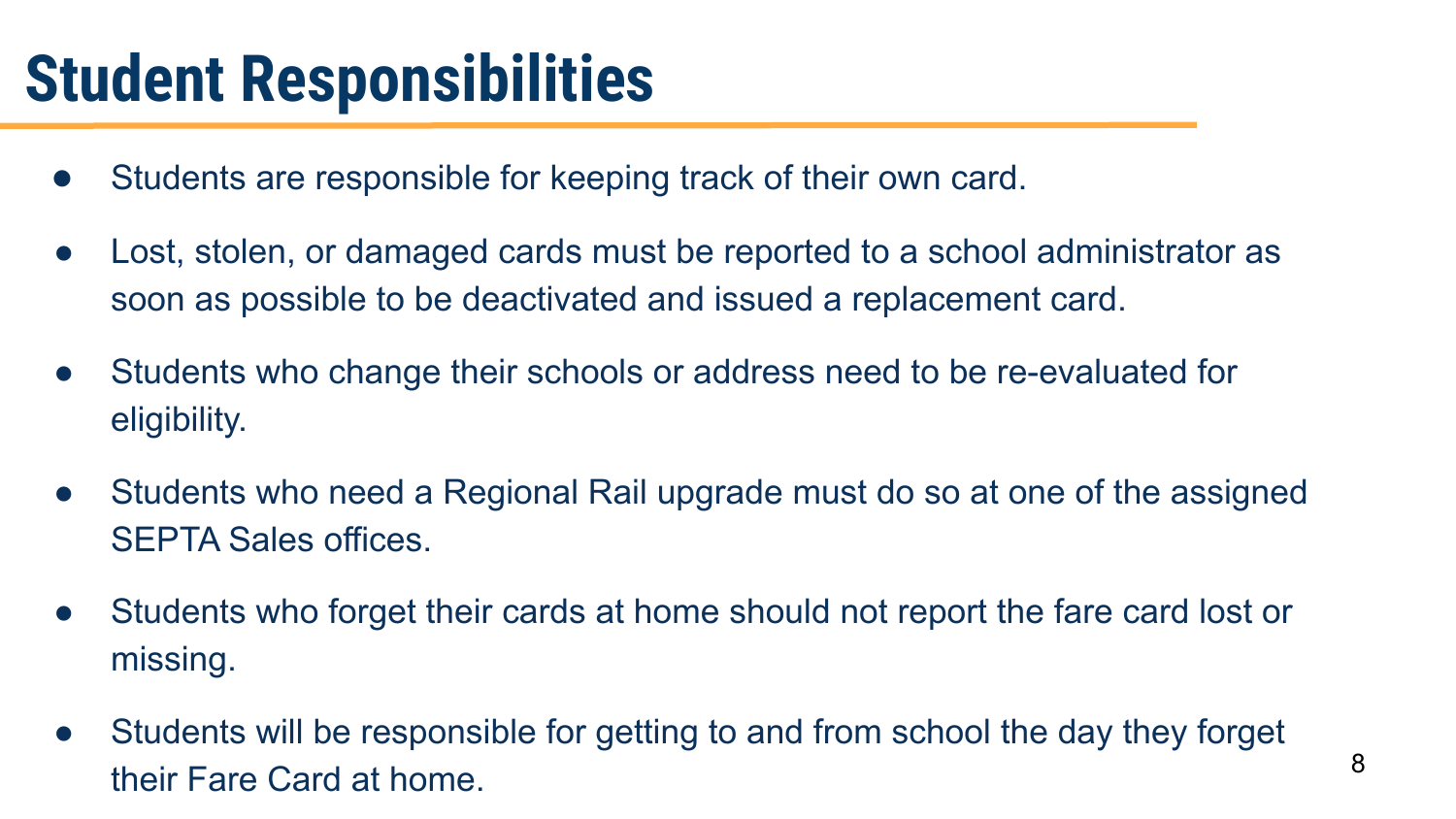# Student Responsibilities

- Students are responsible for keeping track of their own card.
- Lost, stolen, or damaged cards must be reported to a school administrator as soon as possible to be deactivated and issued a replacement card.
- Students who change their schools or address need to be re-evaluated for eligibility.
- Students who need a Regional Rail upgrade must do so at one of the assigned SEPTA Sales offices.
- Students who forget their cards at home should not report the fare card lost or missing.
- Students will be responsible for getting to and from school the day they forget their Fare Card at home.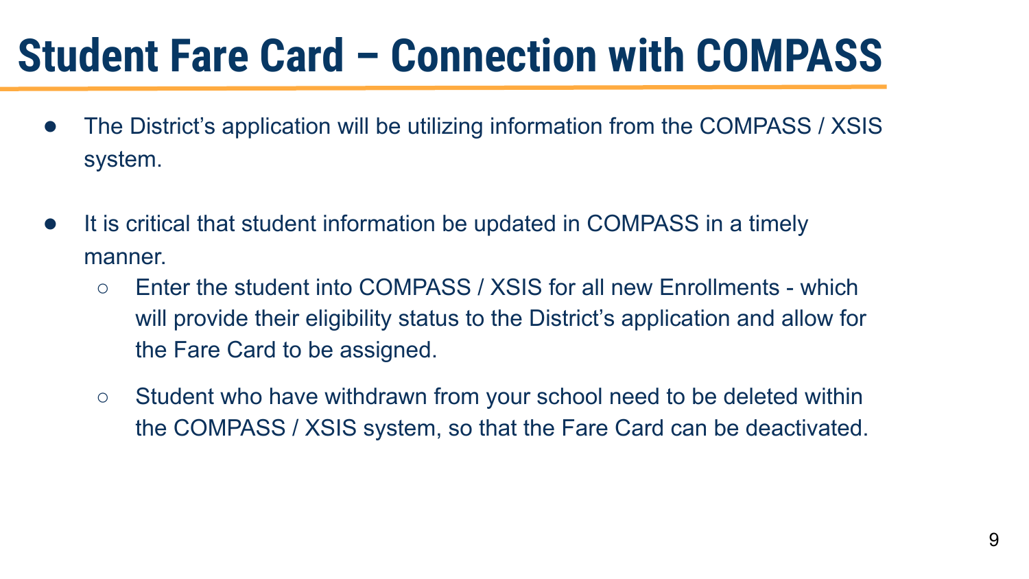# Student Fare Card – Connection with COMPASS

- The District's application will be utilizing information from the COMPASS / XSIS system.
- It is critical that student information be updated in COMPASS in a timely manner.
  - Enter the student into COMPASS / XSIS for all new Enrollments - which will provide their eligibility status to the District's application and allow for the Fare Card to be assigned.
  - Student who have withdrawn from your school need to be deleted within the COMPASS / XSIS system, so that the Fare Card can be deactivated.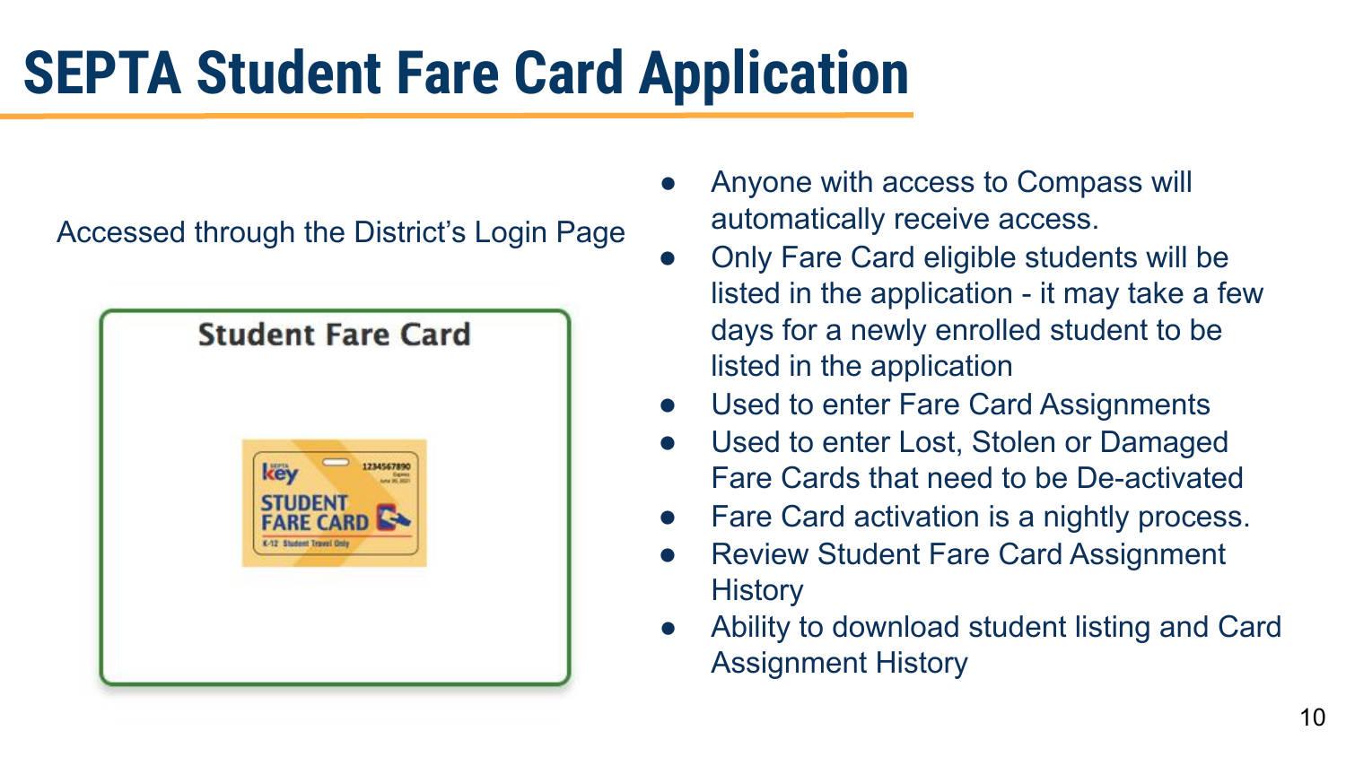# SEPTA Student Fare Card Application

Accessed through the District's Login Page

Student Fare Card

- Anyone with access to Compass will automatically receive access.
- Only Fare Card eligible students will be listed in the application - it may take a few days for a newly enrolled student to be listed in the application
- Used to enter Fare Card Assignments
- Used to enter Lost, Stolen or Damaged Fare Cards that need to be De-activated
- Fare Card activation is a nightly process.
- Review Student Fare Card Assignment History
- Ability to download student listing and Card Assignment History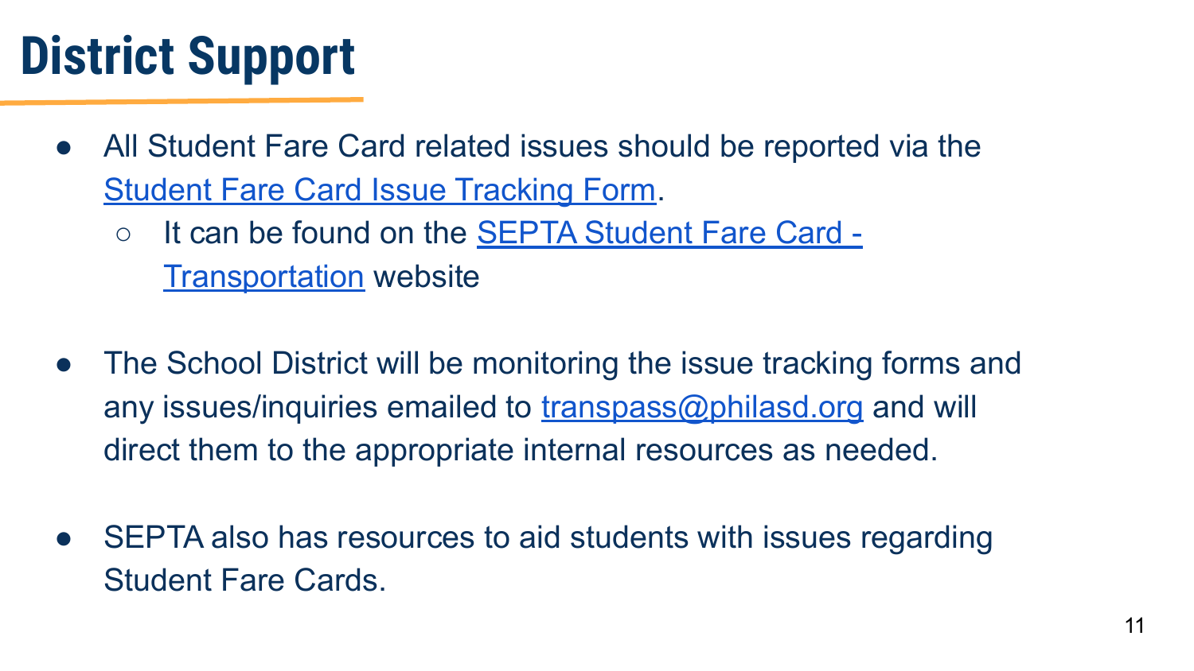# District Support

- All Student Fare Card related issues should be reported via the Student Fare Card Issue Tracking Form.
  - It can be found on the SEPTA Student Fare Card - Transportation website

- The School District will be monitoring the issue tracking forms and any issues/inquiries emailed to transpass@philasd.org and will direct them to the appropriate internal resources as needed.

- SEPTA also has resources to aid students with issues regarding Student Fare Cards.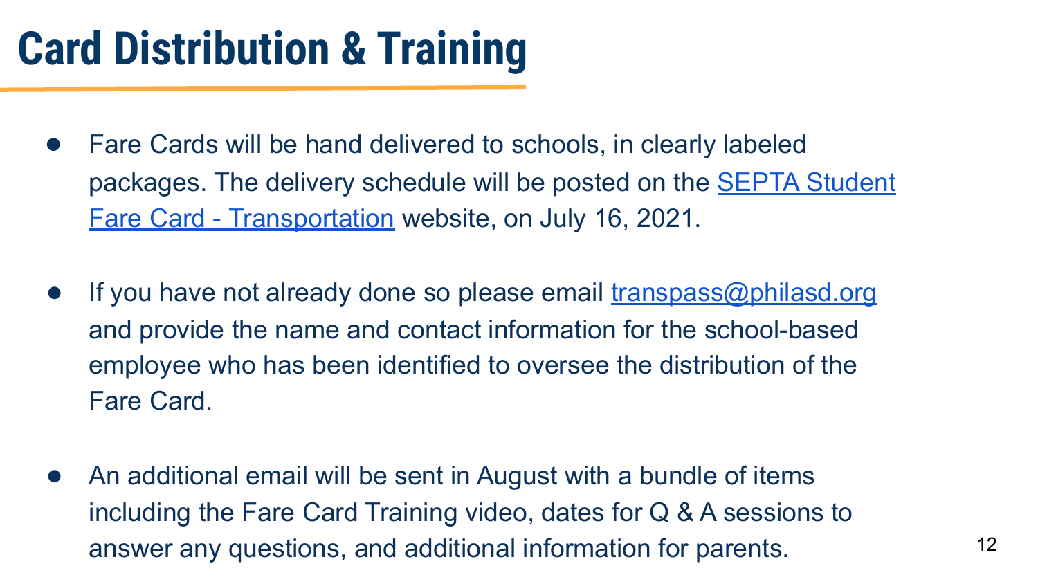# Card Distribution & Training

- Fare Cards will be hand delivered to schools, in clearly labeled packages. The delivery schedule will be posted on the SEPTA Student Fare Card - Transportation website, on July 16, 2021.

- If you have not already done so please email transpass@philasd.org and provide the name and contact information for the school-based employee who has been identified to oversee the distribution of the Fare Card.

- An additional email will be sent in August with a bundle of items including the Fare Card Training video, dates for Q & A sessions to answer any questions, and additional information for parents.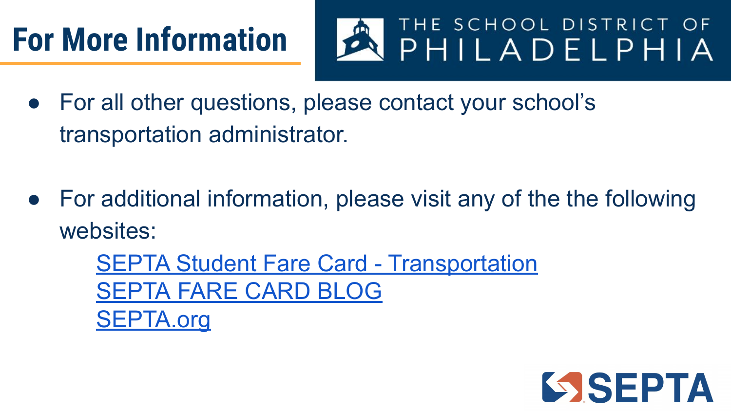# For More Information

THE SCHOOL DISTRICT OF PHILADELPHIA

- For all other questions, please contact your school's transportation administrator.

- For additional information, please visit any of the the following websites:

  SEPTA Student Fare Card - Transportation
  SEPTA FARE CARD BLOG
  SEPTA.org

SEPTA